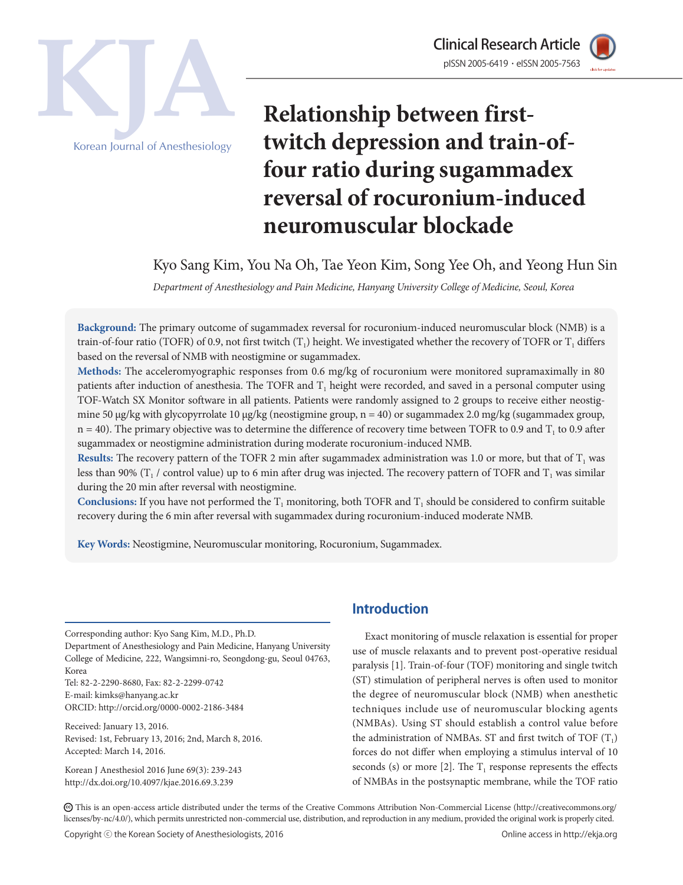# Relationship between first-twitch depression and train-of-four ratio during sugammadex reversal of rocuronium-induced neuromuscular blockade

Kyo Sang Kim, You Na Oh, Tae Yeon Kim, Song Yee Oh, and Yeong Hun Sin

*Department of Anesthesiology and Pain Medicine, Hanyang University College of Medicine, Seoul, Korea*

**Background:** The primary outcome of sugammadex reversal for rocuronium-induced neuromuscular block (NMB) is a train-of-four ratio (TOFR) of 0.9, not first twitch ($T_1$) height. We investigated whether the recovery of TOFR or $T_1$ differs based on the reversal of NMB with neostigmine or sugammadex.

**Methods:** The acceleromyographic responses from 0.6 mg/kg of rocuronium were monitored supramaximally in 80 patients after induction of anesthesia. The TOFR and $T_1$ height were recorded, and saved in a personal computer using TOF-Watch SX Monitor software in all patients. Patients were randomly assigned to 2 groups to receive either neostigmine 50 μg/kg with glycopyrrolate 10 μg/kg (neostigmine group, n = 40) or sugammadex 2.0 mg/kg (sugammadex group, n = 40). The primary objective was to determine the difference of recovery time between TOFR to 0.9 and $T_1$ to 0.9 after sugammadex or neostigmine administration during moderate rocuronium-induced NMB.

**Results:** The recovery pattern of the TOFR 2 min after sugammadex administration was 1.0 or more, but that of $T_1$ was less than 90% ($T_1$ / control value) up to 6 min after drug was injected. The recovery pattern of TOFR and $T_1$ was similar during the 20 min after reversal with neostigmine.

**Conclusions:** If you have not performed the $T_1$ monitoring, both TOFR and $T_1$ should be considered to confirm suitable recovery during the 6 min after reversal with sugammadex during rocuronium-induced moderate NMB.

**Key Words:** Neostigmine, Neuromuscular monitoring, Rocuronium, Sugammadex.

Corresponding author: Kyo Sang Kim, M.D., Ph.D.
Department of Anesthesiology and Pain Medicine, Hanyang University College of Medicine, 222, Wangsimni-ro, Seongdong-gu, Seoul 04763, Korea
Tel: 82-2-2290-8680, Fax: 82-2-2299-0742
E-mail: kimks@hanyang.ac.kr
ORCID: http://orcid.org/0000-0002-2186-3484

Received: January 13, 2016.
Revised: 1st, February 13, 2016; 2nd, March 8, 2016.
Accepted: March 14, 2016.

Korean J Anesthesiol 2016 June 69(3): 239-243
http://dx.doi.org/10.4097/kjae.2016.69.3.239

## Introduction

Exact monitoring of muscle relaxation is essential for proper use of muscle relaxants and to prevent post-operative residual paralysis [1]. Train-of-four (TOF) monitoring and single twitch (ST) stimulation of peripheral nerves is often used to monitor the degree of neuromuscular block (NMB) when anesthetic techniques include use of neuromuscular blocking agents (NMBAs). Using ST should establish a control value before the administration of NMBAs. ST and first twitch of TOF ($T_1$) forces do not differ when employing a stimulus interval of 10 seconds (s) or more [2]. The $T_1$ response represents the effects of NMBAs in the postsynaptic membrane, while the TOF ratio

This is an open-access article distributed under the terms of the Creative Commons Attribution Non-Commercial License (http://creativecommons.org/licenses/by-nc/4.0/), which permits unrestricted non-commercial use, distribution, and reproduction in any medium, provided the original work is properly cited.

Copyright ⓒ the Korean Society of Anesthesiologists, 2016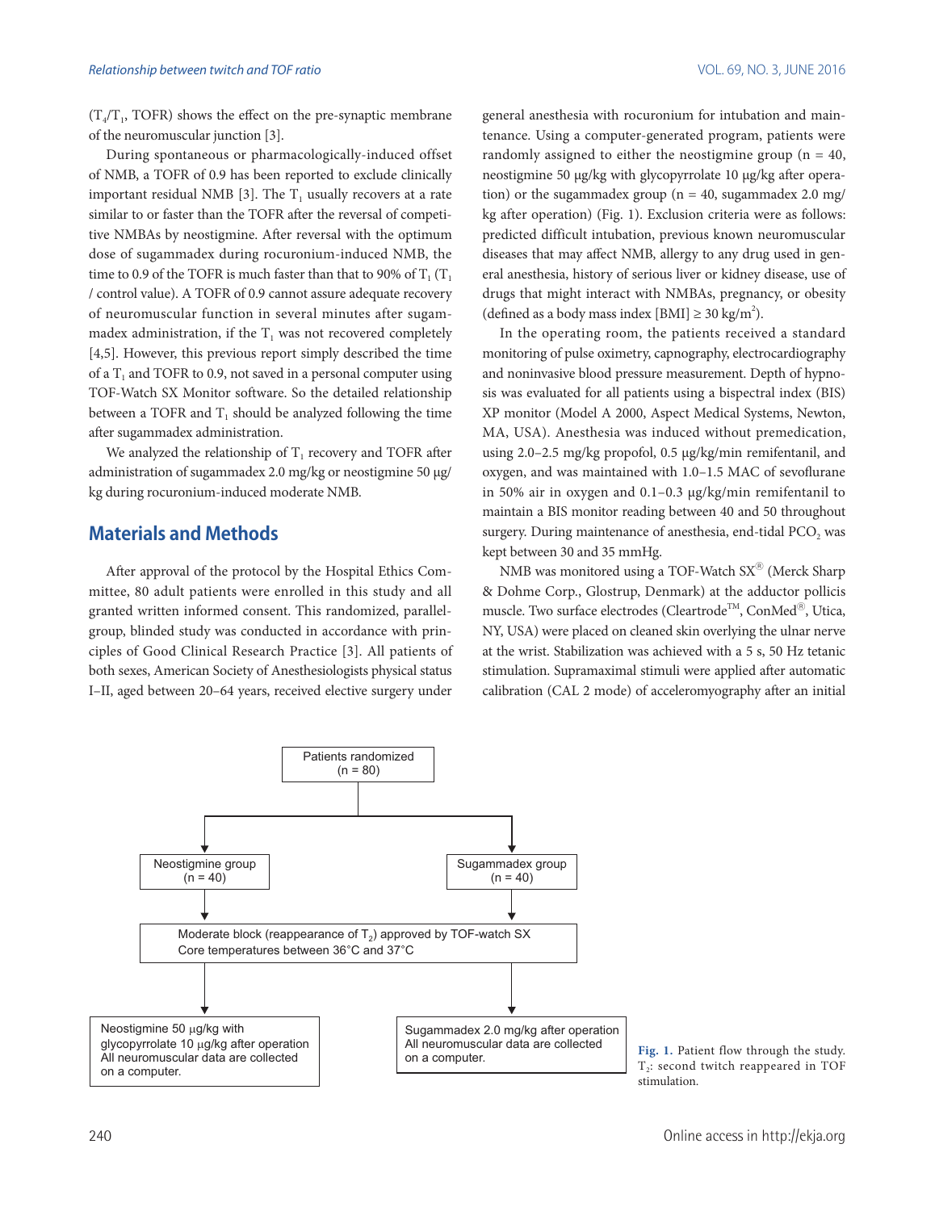($T_4/T_1$, TOFR) shows the effect on the pre-synaptic membrane of the neuromuscular junction [3].

During spontaneous or pharmacologically-induced offset of NMB, a TOFR of 0.9 has been reported to exclude clinically important residual NMB [3]. The $T_1$ usually recovers at a rate similar to or faster than the TOFR after the reversal of competitive NMBAs by neostigmine. After reversal with the optimum dose of sugammadex during rocuronium-induced NMB, the time to 0.9 of the TOFR is much faster than that to 90% of $T_1$ ($T_1$ / control value). A TOFR of 0.9 cannot assure adequate recovery of neuromuscular function in several minutes after sugammadex administration, if the $T_1$ was not recovered completely [4,5]. However, this previous report simply described the time of a $T_1$ and TOFR to 0.9, not saved in a personal computer using TOF-Watch SX Monitor software. So the detailed relationship between a TOFR and $T_1$ should be analyzed following the time after sugammadex administration.

We analyzed the relationship of $T_1$ recovery and TOFR after administration of sugammadex 2.0 mg/kg or neostigmine 50 μg/kg during rocuronium-induced moderate NMB.

## Materials and Methods

After approval of the protocol by the Hospital Ethics Committee, 80 adult patients were enrolled in this study and all granted written informed consent. This randomized, parallel-group, blinded study was conducted in accordance with principles of Good Clinical Research Practice [3]. All patients of both sexes, American Society of Anesthesiologists physical status I–II, aged between 20–64 years, received elective surgery under general anesthesia with rocuronium for intubation and maintenance. Using a computer-generated program, patients were randomly assigned to either the neostigmine group (n = 40, neostigmine 50 μg/kg with glycopyrrolate 10 μg/kg after operation) or the sugammadex group (n = 40, sugammadex 2.0 mg/kg after operation) (Fig. 1). Exclusion criteria were as follows: predicted difficult intubation, previous known neuromuscular diseases that may affect NMB, allergy to any drug used in general anesthesia, history of serious liver or kidney disease, use of drugs that might interact with NMBAs, pregnancy, or obesity (defined as a body mass index [BMI] ≥ 30 kg/m$^2$).

In the operating room, the patients received a standard monitoring of pulse oximetry, capnography, electrocardiography and noninvasive blood pressure measurement. Depth of hypnosis was evaluated for all patients using a bispectral index (BIS) XP monitor (Model A 2000, Aspect Medical Systems, Newton, MA, USA). Anesthesia was induced without premedication, using 2.0–2.5 mg/kg propofol, 0.5 μg/kg/min remifentanil, and oxygen, and was maintained with 1.0–1.5 MAC of sevoflurane in 50% air in oxygen and 0.1–0.3 μg/kg/min remifentanil to maintain a BIS monitor reading between 40 and 50 throughout surgery. During maintenance of anesthesia, end-tidal $PCO_2$ was kept between 30 and 35 mmHg.

NMB was monitored using a TOF-Watch SX® (Merck Sharp & Dohme Corp., Glostrup, Denmark) at the adductor pollicis muscle. Two surface electrodes (Cleartrode™, ConMed®, Utica, NY, USA) were placed on cleaned skin overlying the ulnar nerve at the wrist. Stabilization was achieved with a 5 s, 50 Hz tetanic stimulation. Supramaximal stimuli were applied after automatic calibration (CAL 2 mode) of acceleromyography after an initial

Patients randomized (n = 80)
→ Neostigmine group (n = 40) | Sugammadex group (n = 40)
→ Moderate block (reappearance of $T_2$) approved by TOF-watch SX; Core temperatures between 36°C and 37°C
→ Neostigmine 50 μg/kg with glycopyrrolate 10 μg/kg after operation. All neuromuscular data are collected on a computer. | Sugammadex 2.0 mg/kg after operation. All neuromuscular data are collected on a computer.

**Fig. 1.** Patient flow through the study. $T_2$: second twitch reappeared in TOF stimulation.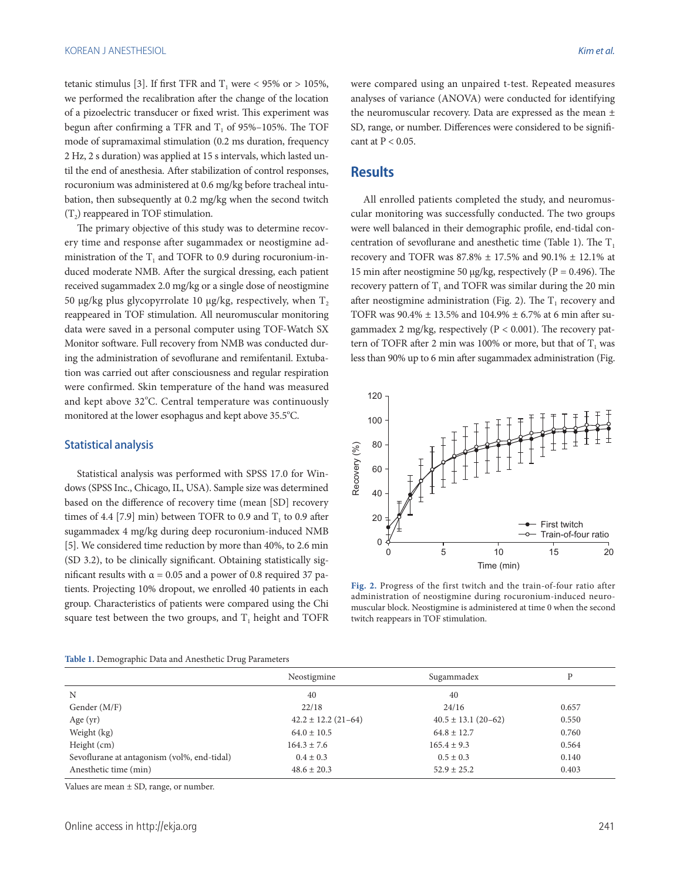tetanic stimulus [3]. If first TFR and $T_1$ were < 95% or > 105%, we performed the recalibration after the change of the location of a pizoelectric transducer or fixed wrist. This experiment was begun after confirming a TFR and $T_1$ of 95%–105%. The TOF mode of supramaximal stimulation (0.2 ms duration, frequency 2 Hz, 2 s duration) was applied at 15 s intervals, which lasted until the end of anesthesia. After stabilization of control responses, rocuronium was administered at 0.6 mg/kg before tracheal intubation, then subsequently at 0.2 mg/kg when the second twitch ($T_2$) reappeared in TOF stimulation.

The primary objective of this study was to determine recovery time and response after sugammadex or neostigmine administration of the $T_1$ and TOFR to 0.9 during rocuronium-induced moderate NMB. After the surgical dressing, each patient received sugammadex 2.0 mg/kg or a single dose of neostigmine 50 μg/kg plus glycopyrrolate 10 μg/kg, respectively, when $T_2$ reappeared in TOF stimulation. All neuromuscular monitoring data were saved in a personal computer using TOF-Watch SX Monitor software. Full recovery from NMB was conducted during the administration of sevoflurane and remifentanil. Extubation was carried out after consciousness and regular respiration were confirmed. Skin temperature of the hand was measured and kept above 32°C. Central temperature was continuously monitored at the lower esophagus and kept above 35.5°C.

### Statistical analysis

Statistical analysis was performed with SPSS 17.0 for Windows (SPSS Inc., Chicago, IL, USA). Sample size was determined based on the difference of recovery time (mean [SD] recovery times of 4.4 [7.9] min) between TOFR to 0.9 and $T_1$ to 0.9 after sugammadex 4 mg/kg during deep rocuronium-induced NMB [5]. We considered time reduction by more than 40%, to 2.6 min (SD 3.2), to be clinically significant. Obtaining statistically significant results with α = 0.05 and a power of 0.8 required 37 patients. Projecting 10% dropout, we enrolled 40 patients in each group. Characteristics of patients were compared using the Chi square test between the two groups, and $T_1$ height and TOFR were compared using an unpaired t-test. Repeated measures analyses of variance (ANOVA) were conducted for identifying the neuromuscular recovery. Data are expressed as the mean ± SD, range, or number. Differences were considered to be significant at P < 0.05.

## Results

All enrolled patients completed the study, and neuromuscular monitoring was successfully conducted. The two groups were well balanced in their demographic profile, end-tidal concentration of sevoflurane and anesthetic time (Table 1). The $T_1$ recovery and TOFR was 87.8% ± 17.5% and 90.1% ± 12.1% at 15 min after neostigmine 50 μg/kg, respectively (P = 0.496). The recovery pattern of $T_1$ and TOFR was similar during the 20 min after neostigmine administration (Fig. 2). The $T_1$ recovery and TOFR was 90.4% ± 13.5% and 104.9% ± 6.7% at 6 min after sugammadex 2 mg/kg, respectively (P < 0.001). The recovery pattern of TOFR after 2 min was 100% or more, but that of $T_1$ was less than 90% up to 6 min after sugammadex administration (Fig.

**Fig. 2.** Progress of the first twitch and the train-of-four ratio after administration of neostigmine during rocuronium-induced neuromuscular block. Neostigmine is administered at time 0 when the second twitch reappears in TOF stimulation.

**Table 1.** Demographic Data and Anesthetic Drug Parameters

| | Neostigmine | Sugammadex | P |
|---|---|---|---|
| N | 40 | 40 | |
| Gender (M/F) | 22/18 | 24/16 | 0.657 |
| Age (yr) | 42.2 ± 12.2 (21–64) | 40.5 ± 13.1 (20–62) | 0.550 |
| Weight (kg) | 64.0 ± 10.5 | 64.8 ± 12.7 | 0.760 |
| Height (cm) | 164.3 ± 7.6 | 165.4 ± 9.3 | 0.564 |
| Sevoflurane at antagonism (vol%, end-tidal) | 0.4 ± 0.3 | 0.5 ± 0.3 | 0.140 |
| Anesthetic time (min) | 48.6 ± 20.3 | 52.9 ± 25.2 | 0.403 |

Values are mean ± SD, range, or number.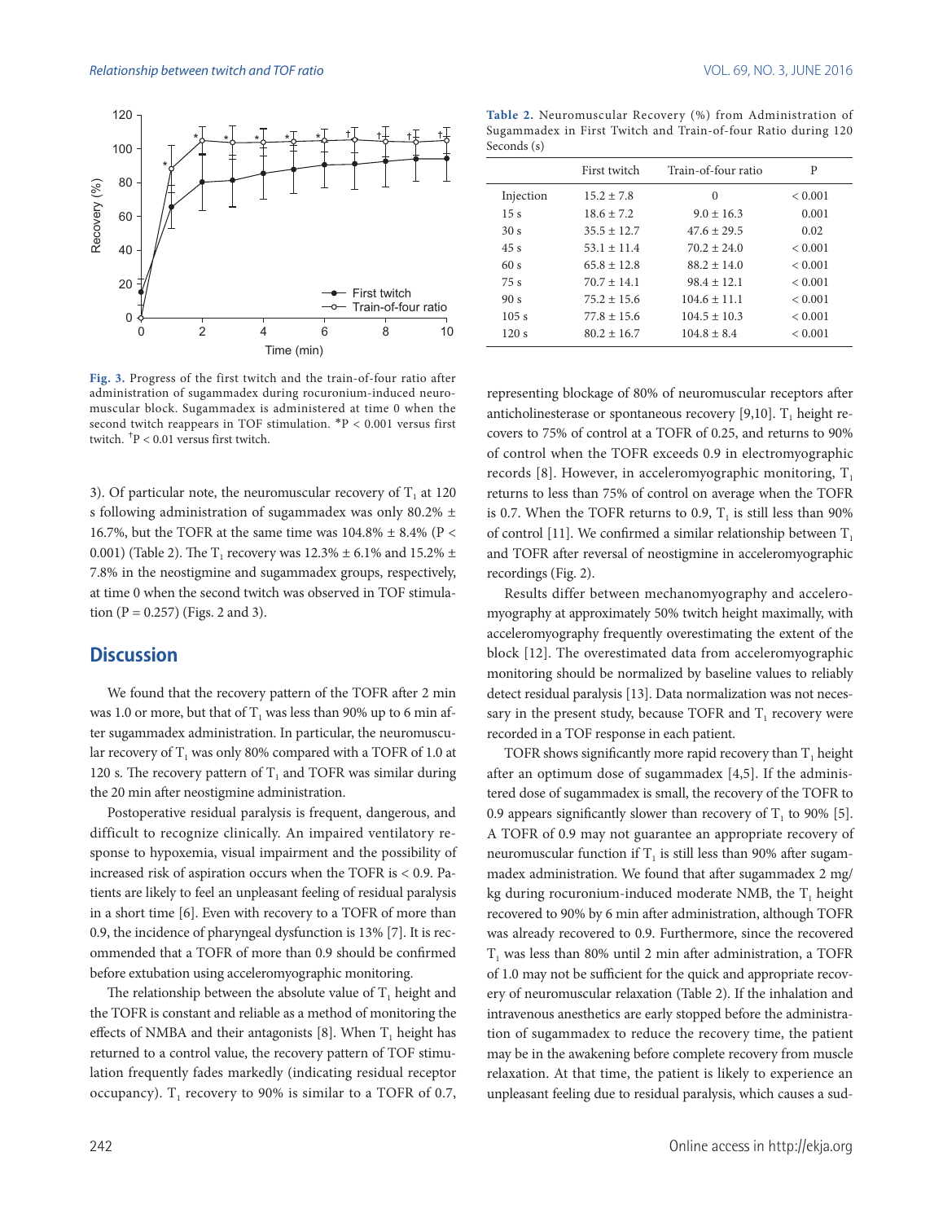Fig. 3. Progress of the first twitch and the train-of-four ratio after administration of sugammadex during rocuronium-induced neuromuscular block. Sugammadex is administered at time 0 when the second twitch reappears in TOF stimulation. *P < 0.001 versus first twitch. †P < 0.01 versus first twitch.

**Table 2.** Neuromuscular Recovery (%) from Administration of Sugammadex in First Twitch and Train-of-four Ratio during 120 Seconds (s)

| | First twitch | Train-of-four ratio | P |
|---|---|---|---|
| Injection | 15.2 ± 7.8 | 0 | < 0.001 |
| 15 s | 18.6 ± 7.2 | 9.0 ± 16.3 | 0.001 |
| 30 s | 35.5 ± 12.7 | 47.6 ± 29.5 | 0.02 |
| 45 s | 53.1 ± 11.4 | 70.2 ± 24.0 | < 0.001 |
| 60 s | 65.8 ± 12.8 | 88.2 ± 14.0 | < 0.001 |
| 75 s | 70.7 ± 14.1 | 98.4 ± 12.1 | < 0.001 |
| 90 s | 75.2 ± 15.6 | 104.6 ± 11.1 | < 0.001 |
| 105 s | 77.8 ± 15.6 | 104.5 ± 10.3 | < 0.001 |
| 120 s | 80.2 ± 16.7 | 104.8 ± 8.4 | < 0.001 |

3). Of particular note, the neuromuscular recovery of $T_1$ at 120 s following administration of sugammadex was only 80.2% ± 16.7%, but the TOFR at the same time was 104.8% ± 8.4% (P < 0.001) (Table 2). The $T_1$ recovery was 12.3% ± 6.1% and 15.2% ± 7.8% in the neostigmine and sugammadex groups, respectively, at time 0 when the second twitch was observed in TOF stimulation (P = 0.257) (Figs. 2 and 3).

## Discussion

We found that the recovery pattern of the TOFR after 2 min was 1.0 or more, but that of $T_1$ was less than 90% up to 6 min after sugammadex administration. In particular, the neuromuscular recovery of $T_1$ was only 80% compared with a TOFR of 1.0 at 120 s. The recovery pattern of $T_1$ and TOFR was similar during the 20 min after neostigmine administration.

Postoperative residual paralysis is frequent, dangerous, and difficult to recognize clinically. An impaired ventilatory response to hypoxemia, visual impairment and the possibility of increased risk of aspiration occurs when the TOFR is < 0.9. Patients are likely to feel an unpleasant feeling of residual paralysis in a short time [6]. Even with recovery to a TOFR of more than 0.9, the incidence of pharyngeal dysfunction is 13% [7]. It is recommended that a TOFR of more than 0.9 should be confirmed before extubation using acceleromyographic monitoring.

The relationship between the absolute value of $T_1$ height and the TOFR is constant and reliable as a method of monitoring the effects of NMBA and their antagonists [8]. When $T_1$ height has returned to a control value, the recovery pattern of TOF stimulation frequently fades markedly (indicating residual receptor occupancy). $T_1$ recovery to 90% is similar to a TOFR of 0.7, representing blockage of 80% of neuromuscular receptors after anticholinesterase or spontaneous recovery [9,10]. $T_1$ height recovers to 75% of control at a TOFR of 0.25, and returns to 90% of control when the TOFR exceeds 0.9 in electromyographic records [8]. However, in acceleromyographic monitoring, $T_1$ returns to less than 75% of control on average when the TOFR is 0.7. When the TOFR returns to 0.9, $T_1$ is still less than 90% of control [11]. We confirmed a similar relationship between $T_1$ and TOFR after reversal of neostigmine in acceleromyographic recordings (Fig. 2).

Results differ between mechanomyography and acceleromyography at approximately 50% twitch height maximally, with acceleromyography frequently overestimating the extent of the block [12]. The overestimated data from acceleromyographic monitoring should be normalized by baseline values to reliably detect residual paralysis [13]. Data normalization was not necessary in the present study, because TOFR and $T_1$ recovery were recorded in a TOF response in each patient.

TOFR shows significantly more rapid recovery than $T_1$ height after an optimum dose of sugammadex [4,5]. If the administered dose of sugammadex is small, the recovery of the TOFR to 0.9 appears significantly slower than recovery of $T_1$ to 90% [5]. A TOFR of 0.9 may not guarantee an appropriate recovery of neuromuscular function if $T_1$ is still less than 90% after sugammadex administration. We found that after sugammadex 2 mg/kg during rocuronium-induced moderate NMB, the $T_1$ height recovered to 90% by 6 min after administration, although TOFR was already recovered to 0.9. Furthermore, since the recovered $T_1$ was less than 80% until 2 min after administration, a TOFR of 1.0 may not be sufficient for the quick and appropriate recovery of neuromuscular relaxation (Table 2). If the inhalation and intravenous anesthetics are early stopped before the administration of sugammadex to reduce the recovery time, the patient may be in the awakening before complete recovery from muscle relaxation. At that time, the patient is likely to experience an unpleasant feeling due to residual paralysis, which causes a sud-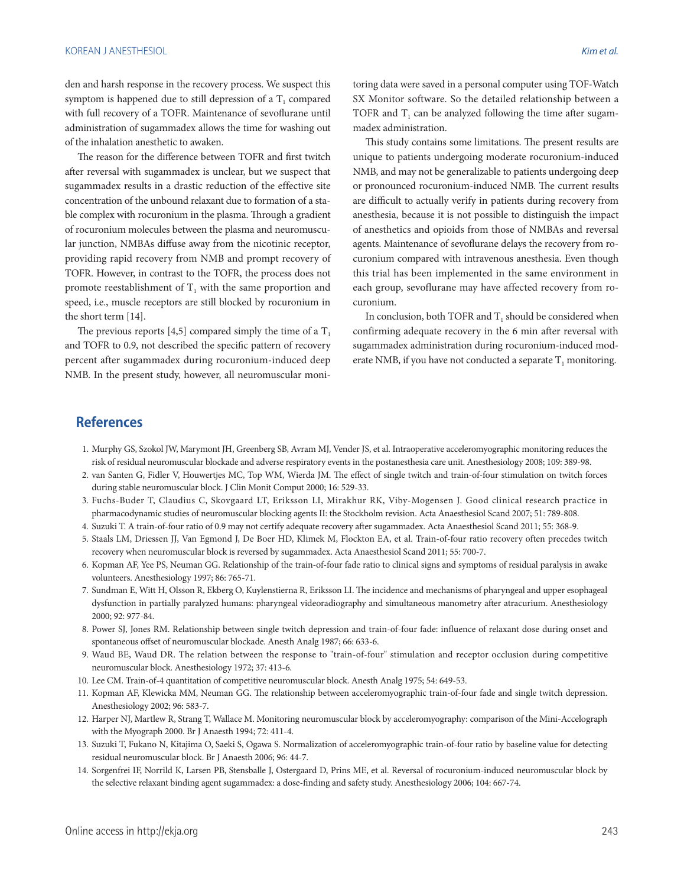den and harsh response in the recovery process. We suspect this symptom is happened due to still depression of a $T_1$ compared with full recovery of a TOFR. Maintenance of sevoflurane until administration of sugammadex allows the time for washing out of the inhalation anesthetic to awaken.

The reason for the difference between TOFR and first twitch after reversal with sugammadex is unclear, but we suspect that sugammadex results in a drastic reduction of the effective site concentration of the unbound relaxant due to formation of a stable complex with rocuronium in the plasma. Through a gradient of rocuronium molecules between the plasma and neuromuscular junction, NMBAs diffuse away from the nicotinic receptor, providing rapid recovery from NMB and prompt recovery of TOFR. However, in contrast to the TOFR, the process does not promote reestablishment of $T_1$ with the same proportion and speed, i.e., muscle receptors are still blocked by rocuronium in the short term [14].

The previous reports [4,5] compared simply the time of a $T_1$ and TOFR to 0.9, not described the specific pattern of recovery percent after sugammadex during rocuronium-induced deep NMB. In the present study, however, all neuromuscular monitoring data were saved in a personal computer using TOF-Watch SX Monitor software. So the detailed relationship between a TOFR and $T_1$ can be analyzed following the time after sugammadex administration.

This study contains some limitations. The present results are unique to patients undergoing moderate rocuronium-induced NMB, and may not be generalizable to patients undergoing deep or pronounced rocuronium-induced NMB. The current results are difficult to actually verify in patients during recovery from anesthesia, because it is not possible to distinguish the impact of anesthetics and opioids from those of NMBAs and reversal agents. Maintenance of sevoflurane delays the recovery from rocuronium compared with intravenous anesthesia. Even though this trial has been implemented in the same environment in each group, sevoflurane may have affected recovery from rocuronium.

In conclusion, both TOFR and $T_1$ should be considered when confirming adequate recovery in the 6 min after reversal with sugammadex administration during rocuronium-induced moderate NMB, if you have not conducted a separate $T_1$ monitoring.

## References

1. Murphy GS, Szokol JW, Marymont JH, Greenberg SB, Avram MJ, Vender JS, et al. Intraoperative acceleromyographic monitoring reduces the risk of residual neuromuscular blockade and adverse respiratory events in the postanesthesia care unit. Anesthesiology 2008; 109: 389-98.
2. van Santen G, Fidler V, Houwertjes MC, Top WM, Wierda JM. The effect of single twitch and train-of-four stimulation on twitch forces during stable neuromuscular block. J Clin Monit Comput 2000; 16: 529-33.
3. Fuchs-Buder T, Claudius C, Skovgaard LT, Eriksson LI, Mirakhur RK, Viby-Mogensen J. Good clinical research practice in pharmacodynamic studies of neuromuscular blocking agents II: the Stockholm revision. Acta Anaesthesiol Scand 2007; 51: 789-808.
4. Suzuki T. A train-of-four ratio of 0.9 may not certify adequate recovery after sugammadex. Acta Anaesthesiol Scand 2011; 55: 368-9.
5. Staals LM, Driessen JJ, Van Egmond J, De Boer HD, Klimek M, Flockton EA, et al. Train-of-four ratio recovery often precedes twitch recovery when neuromuscular block is reversed by sugammadex. Acta Anaesthesiol Scand 2011; 55: 700-7.
6. Kopman AF, Yee PS, Neuman GG. Relationship of the train-of-four fade ratio to clinical signs and symptoms of residual paralysis in awake volunteers. Anesthesiology 1997; 86: 765-71.
7. Sundman E, Witt H, Olsson R, Ekberg O, Kuylenstierna R, Eriksson LI. The incidence and mechanisms of pharyngeal and upper esophageal dysfunction in partially paralyzed humans: pharyngeal videoradiography and simultaneous manometry after atracurium. Anesthesiology 2000; 92: 977-84.
8. Power SJ, Jones RM. Relationship between single twitch depression and train-of-four fade: influence of relaxant dose during onset and spontaneous offset of neuromuscular blockade. Anesth Analg 1987; 66: 633-6.
9. Waud BE, Waud DR. The relation between the response to "train-of-four" stimulation and receptor occlusion during competitive neuromuscular block. Anesthesiology 1972; 37: 413-6.
10. Lee CM. Train-of-4 quantitation of competitive neuromuscular block. Anesth Analg 1975; 54: 649-53.
11. Kopman AF, Klewicka MM, Neuman GG. The relationship between acceleromyographic train-of-four fade and single twitch depression. Anesthesiology 2002; 96: 583-7.
12. Harper NJ, Martlew R, Strang T, Wallace M. Monitoring neuromuscular block by acceleromyography: comparison of the Mini-Accelograph with the Myograph 2000. Br J Anaesth 1994; 72: 411-4.
13. Suzuki T, Fukano N, Kitajima O, Saeki S, Ogawa S. Normalization of acceleromyographic train-of-four ratio by baseline value for detecting residual neuromuscular block. Br J Anaesth 2006; 96: 44-7.
14. Sorgenfrei IF, Norrild K, Larsen PB, Stensballe J, Ostergaard D, Prins ME, et al. Reversal of rocuronium-induced neuromuscular block by the selective relaxant binding agent sugammadex: a dose-finding and safety study. Anesthesiology 2006; 104: 667-74.